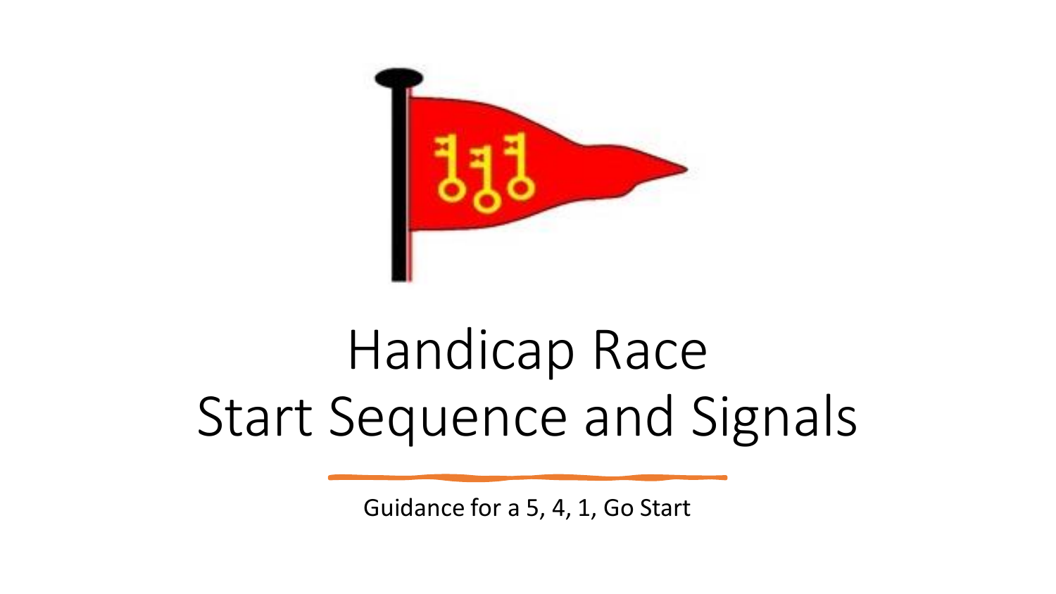# Handicap Race
# Start Sequence and Signals

Guidance for a 5, 4, 1, Go Start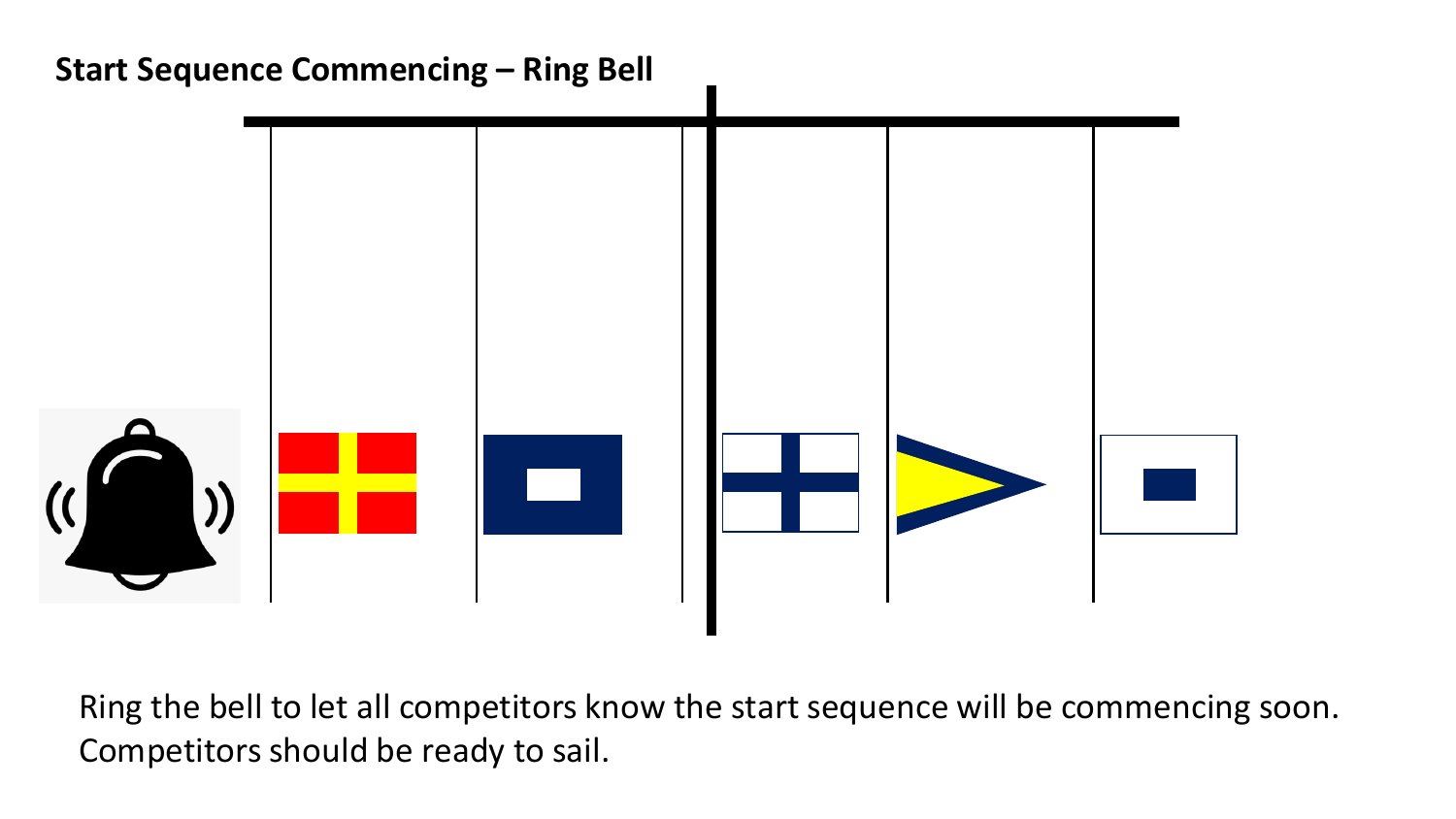**Start Sequence Commencing – Ring Bell**

Ring the bell to let all competitors know the start sequence will be commencing soon. Competitors should be ready to sail.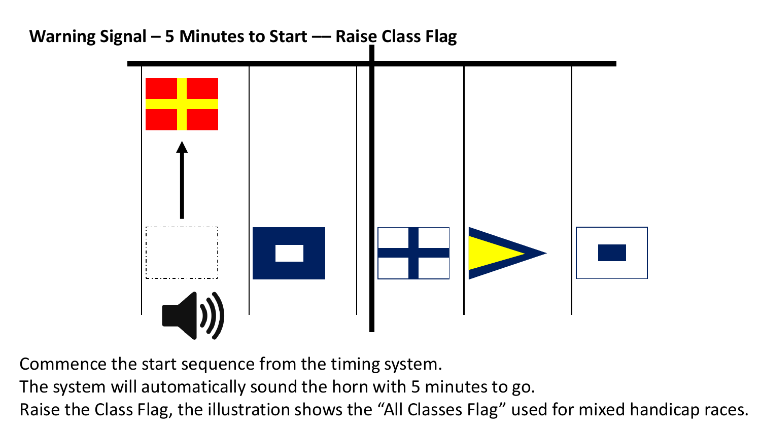**Warning Signal – 5 Minutes to Start –– Raise Class Flag**

Commence the start sequence from the timing system.
The system will automatically sound the horn with 5 minutes to go.
Raise the Class Flag, the illustration shows the “All Classes Flag” used for mixed handicap races.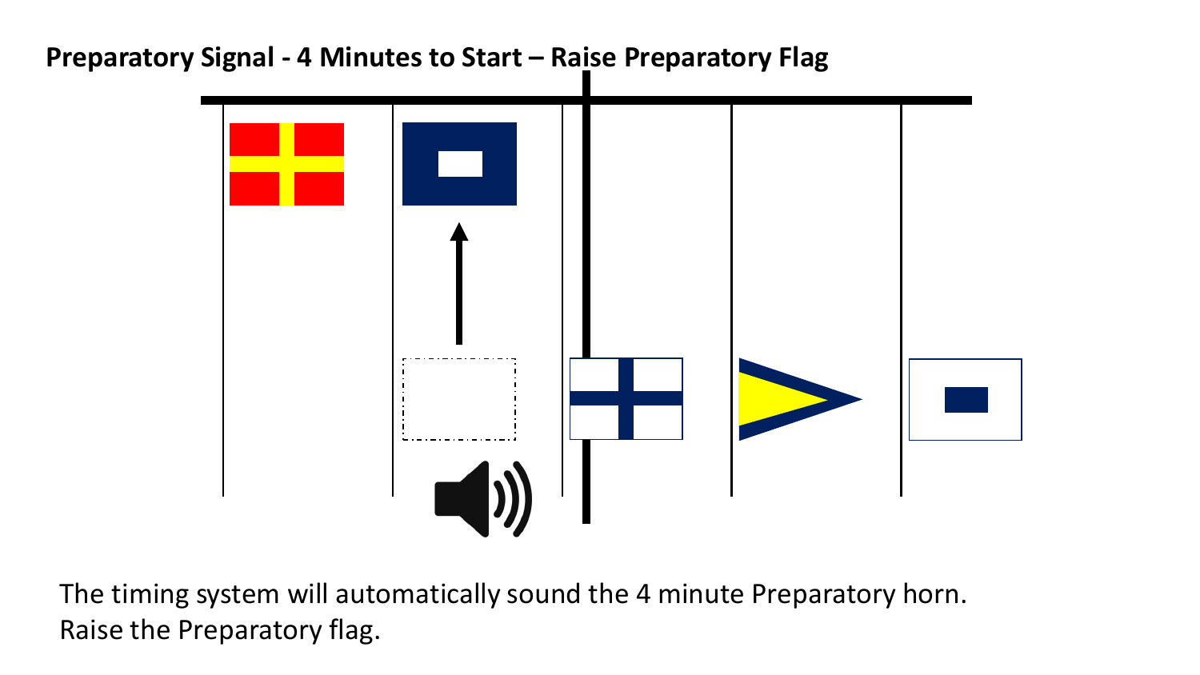**Preparatory Signal - 4 Minutes to Start – Raise Preparatory Flag**

The timing system will automatically sound the 4 minute Preparatory horn.
Raise the Preparatory flag.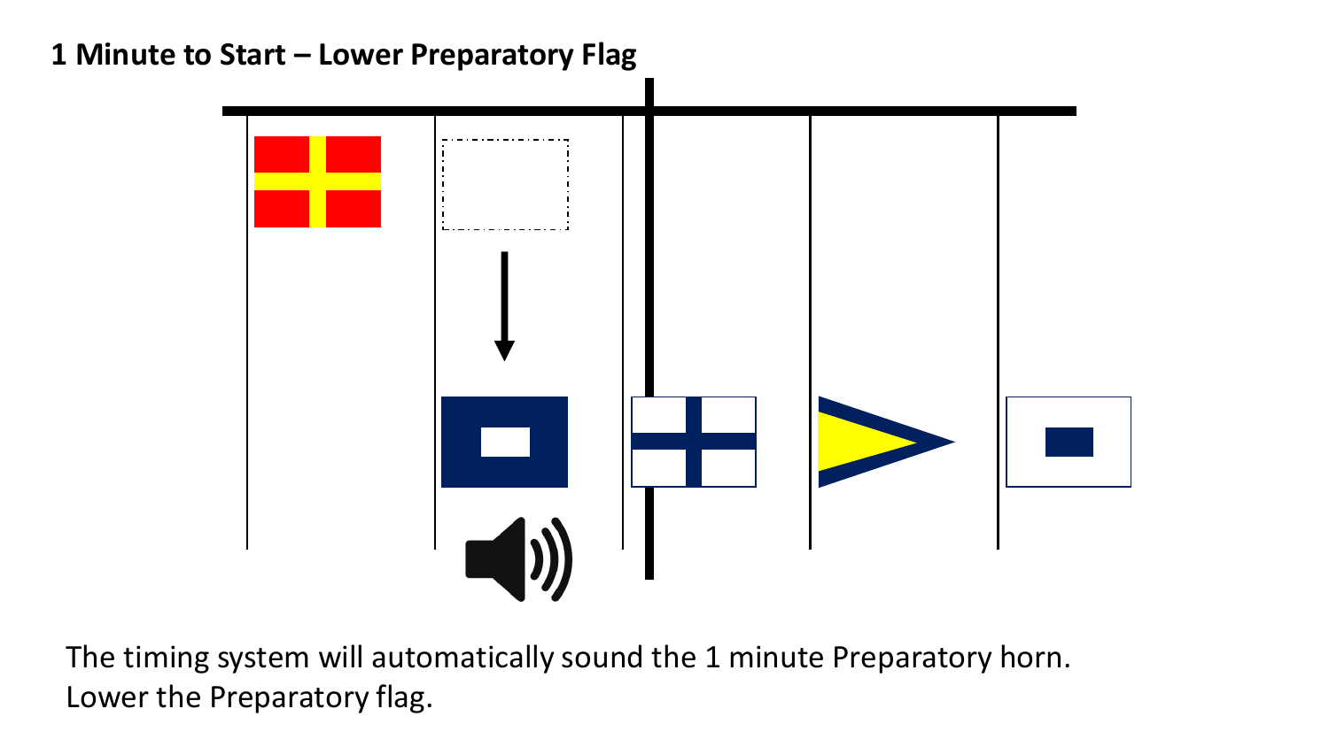# 1 Minute to Start – Lower Preparatory Flag

The timing system will automatically sound the 1 minute Preparatory horn.
Lower the Preparatory flag.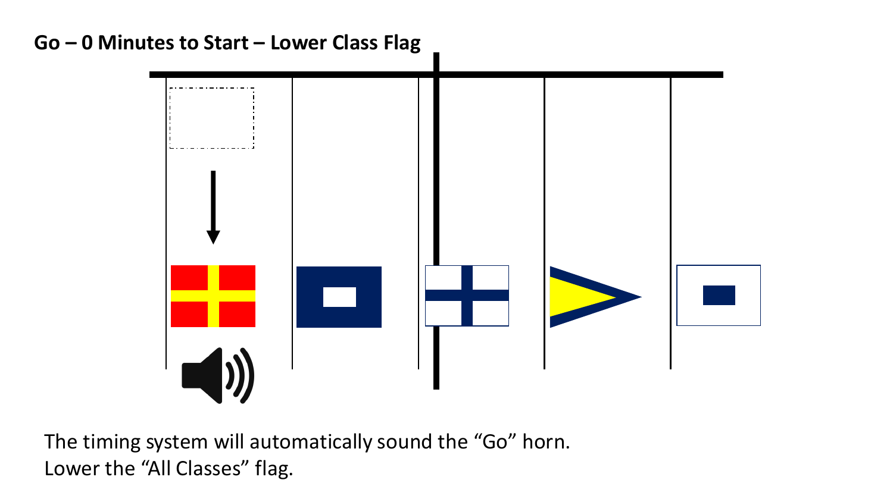**Go – 0 Minutes to Start – Lower Class Flag**

The timing system will automatically sound the “Go” horn.
Lower the “All Classes” flag.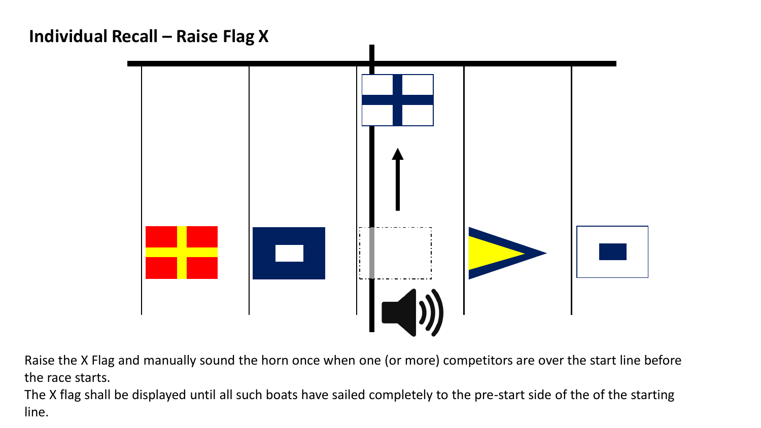# Individual Recall – Raise Flag X

Raise the X Flag and manually sound the horn once when one (or more) competitors are over the start line before the race starts.

The X flag shall be displayed until all such boats have sailed completely to the pre-start side of the of the starting line.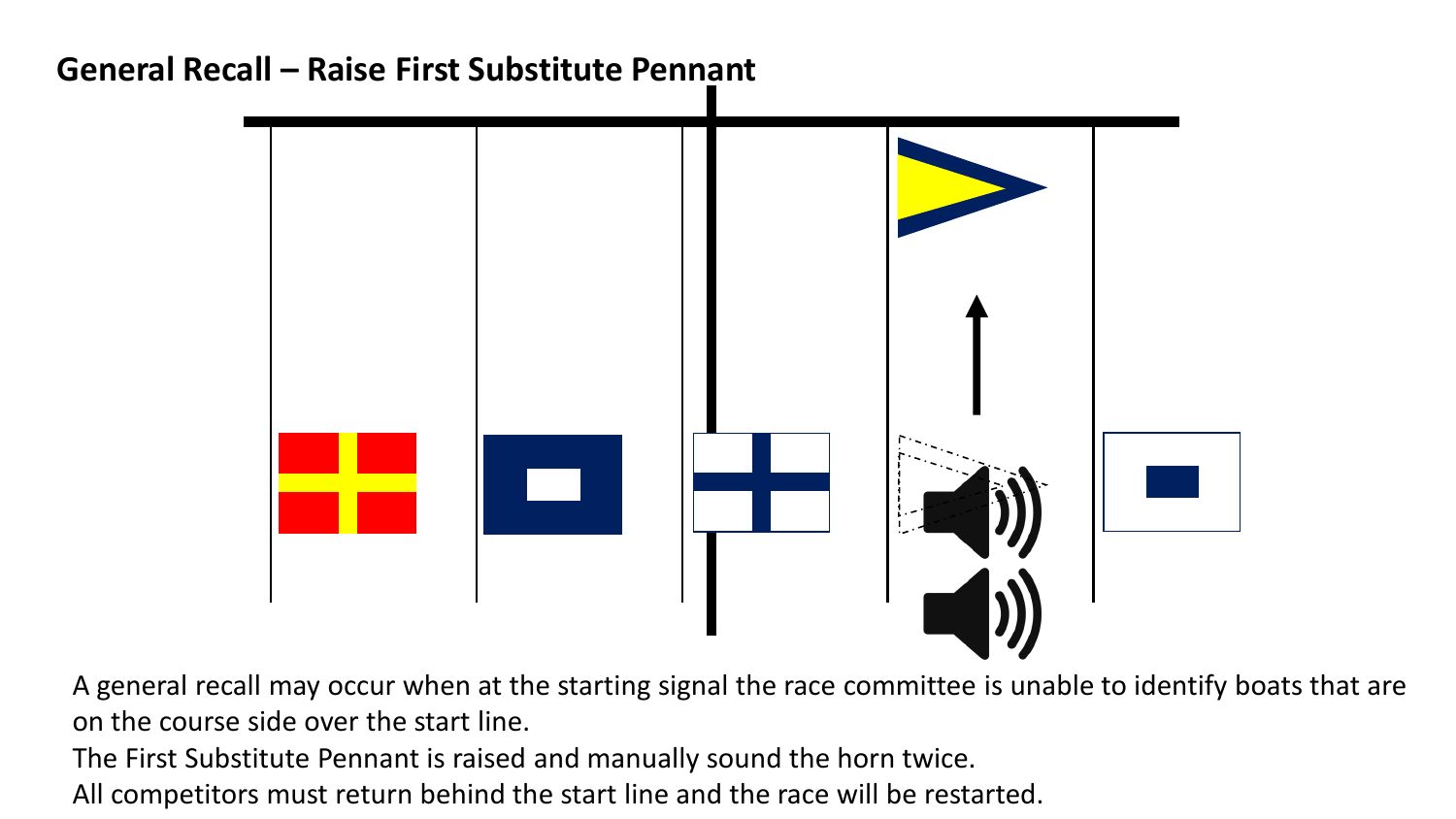## General Recall – Raise First Substitute Pennant

A general recall may occur when at the starting signal the race committee is unable to identify boats that are on the course side over the start line.

The First Substitute Pennant is raised and manually sound the horn twice.

All competitors must return behind the start line and the race will be restarted.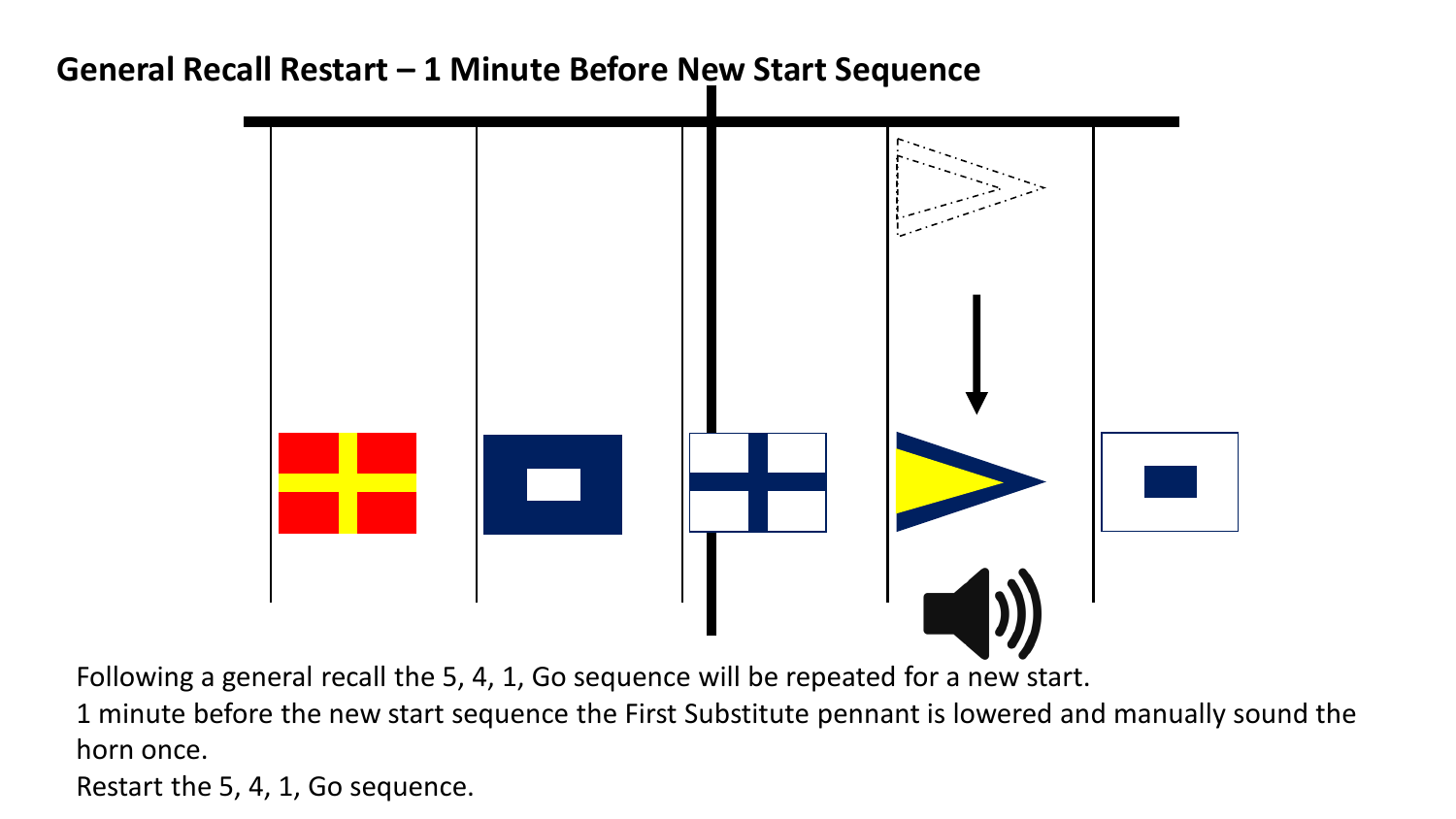# General Recall Restart – 1 Minute Before New Start Sequence

Following a general recall the 5, 4, 1, Go sequence will be repeated for a new start.

1 minute before the new start sequence the First Substitute pennant is lowered and manually sound the horn once.

Restart the 5, 4, 1, Go sequence.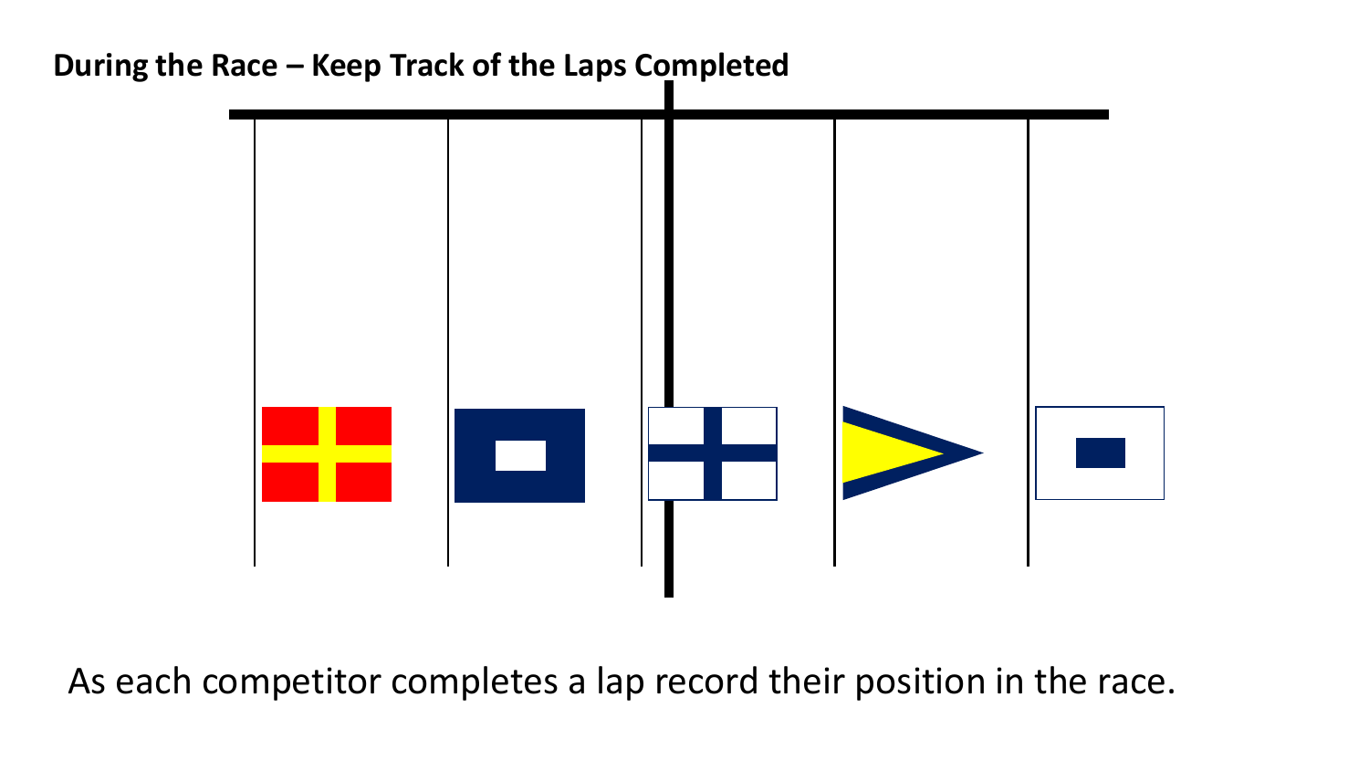**During the Race – Keep Track of the Laps Completed**

As each competitor completes a lap record their position in the race.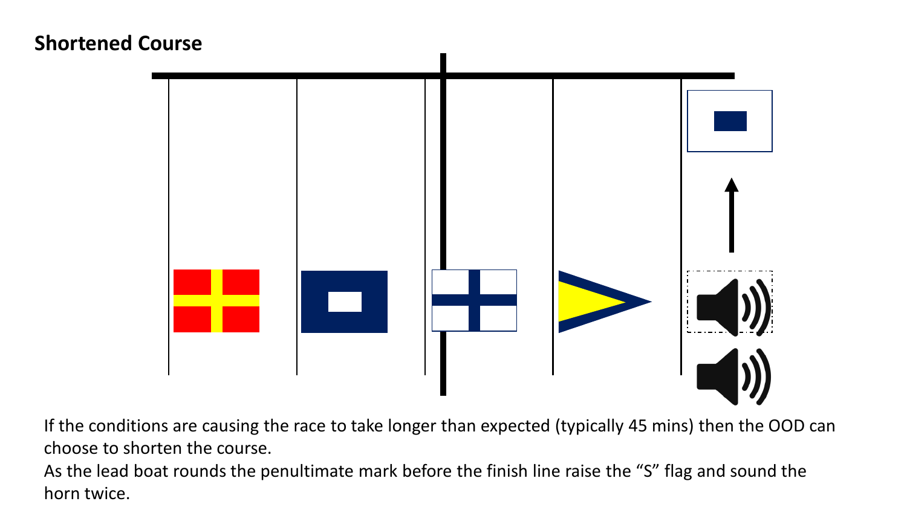## Shortened Course

If the conditions are causing the race to take longer than expected (typically 45 mins) then the OOD can choose to shorten the course.

As the lead boat rounds the penultimate mark before the finish line raise the “S” flag and sound the horn twice.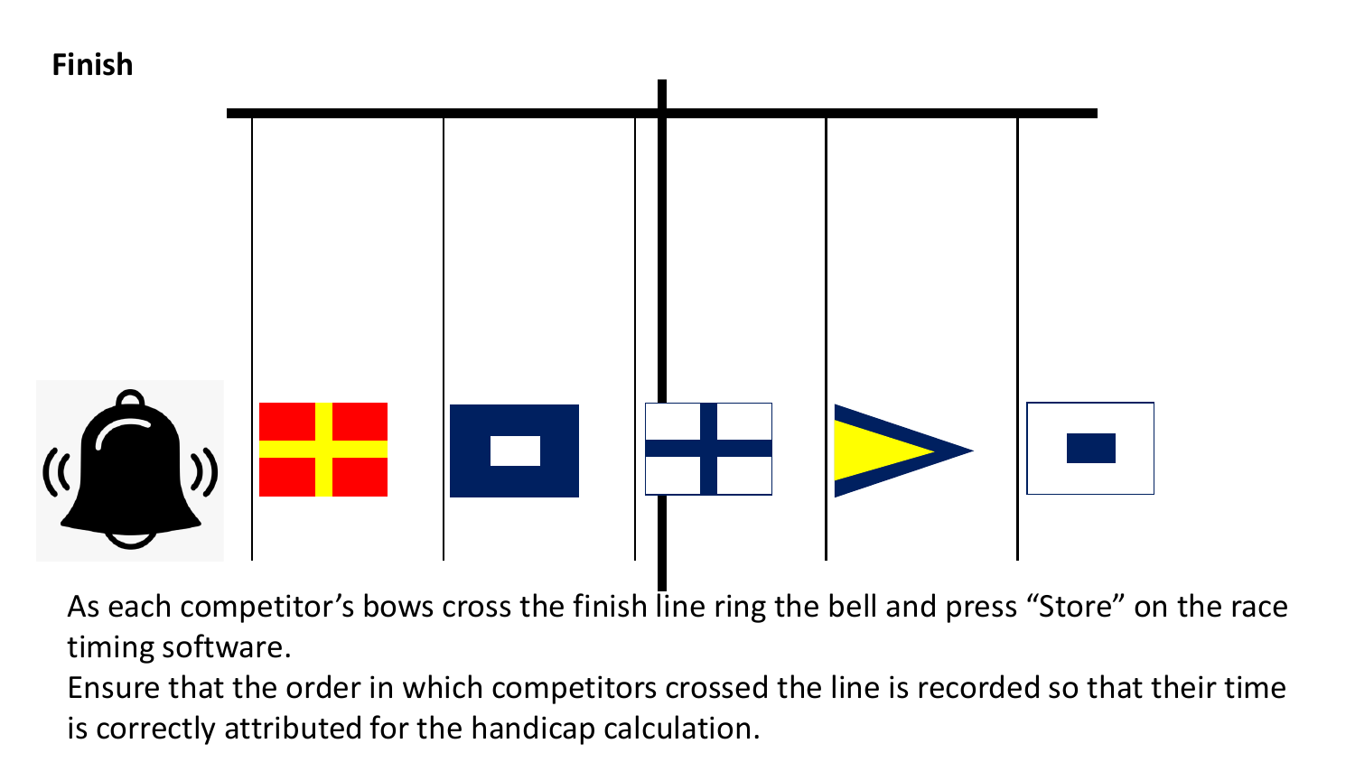## Finish

As each competitor's bows cross the finish line ring the bell and press "Store" on the race timing software.

Ensure that the order in which competitors crossed the line is recorded so that their time is correctly attributed for the handicap calculation.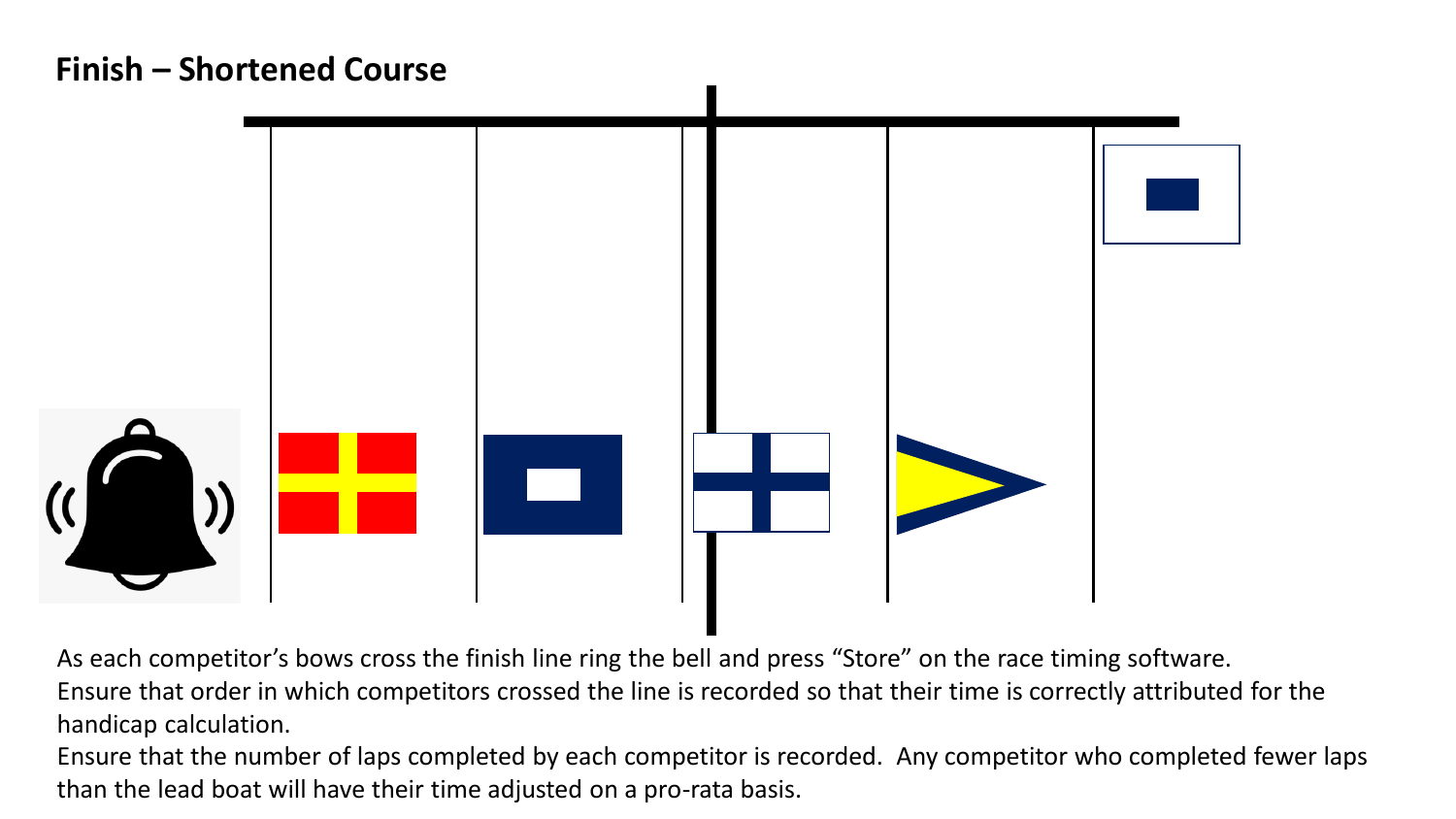# Finish – Shortened Course

As each competitor's bows cross the finish line ring the bell and press "Store" on the race timing software.
Ensure that order in which competitors crossed the line is recorded so that their time is correctly attributed for the handicap calculation.
Ensure that the number of laps completed by each competitor is recorded. Any competitor who completed fewer laps than the lead boat will have their time adjusted on a pro-rata basis.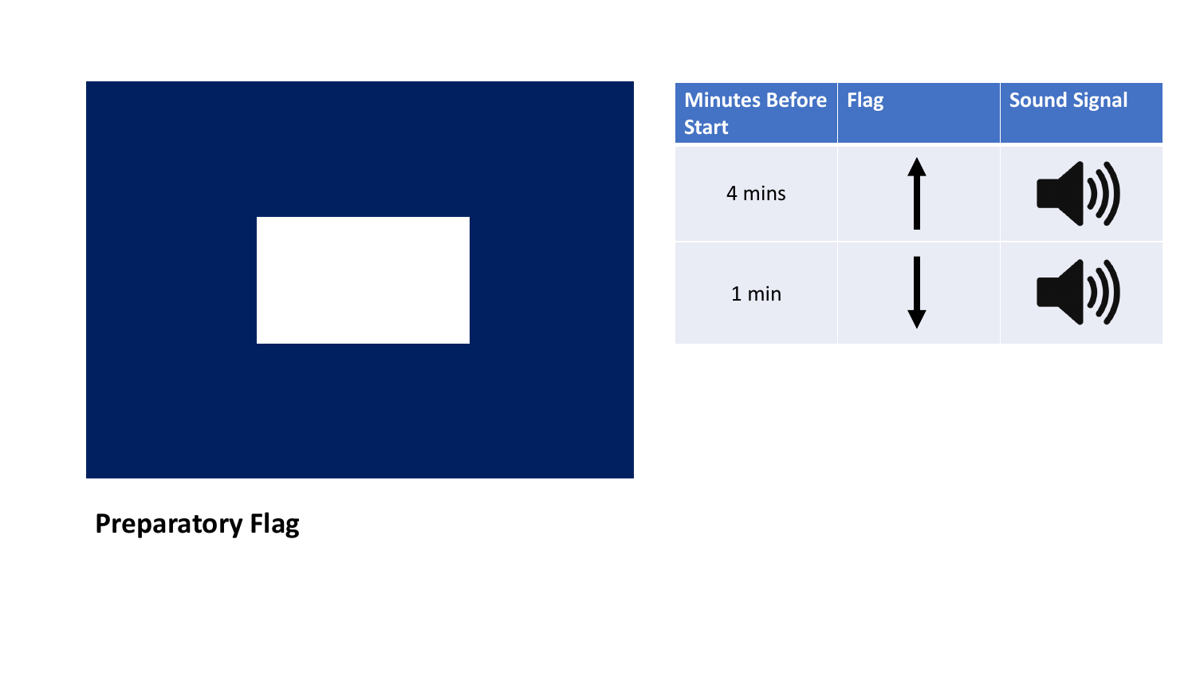**Preparatory Flag**

| Minutes Before Start | Flag | Sound Signal |
| --- | --- | --- |
| 4 mins | ↑ | 🔊 |
| 1 min | ↓ | 🔊 |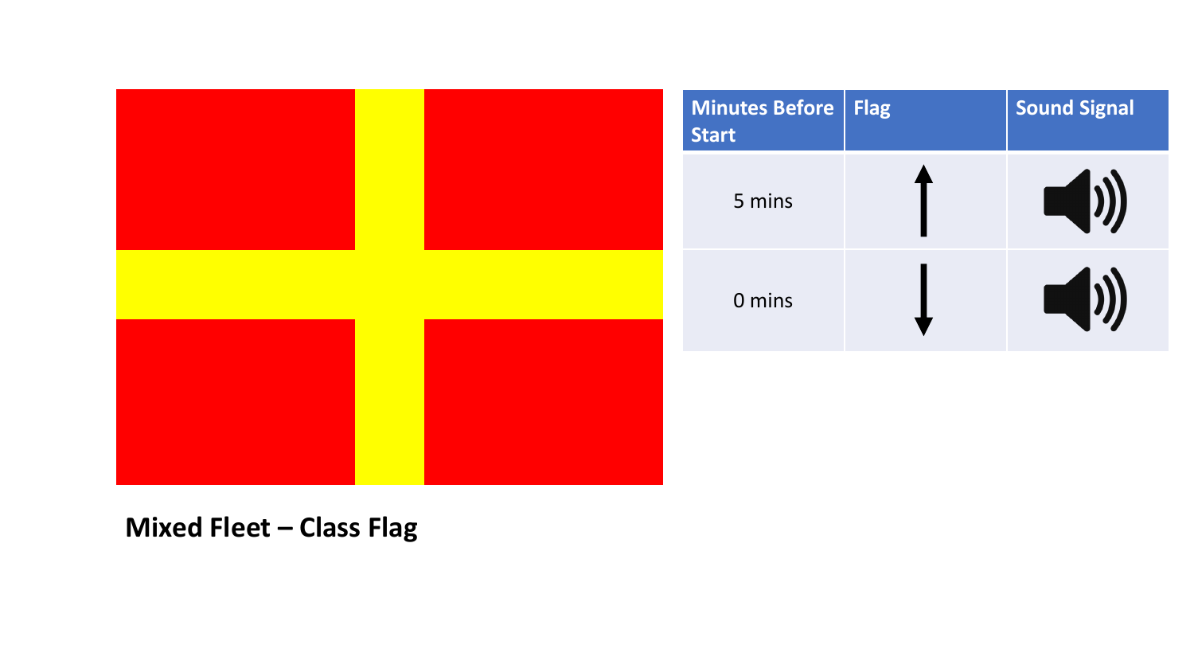**Mixed Fleet – Class Flag**

| Minutes Before Start | Flag | Sound Signal |
|---|---|---|
| 5 mins | ↑ | 🔊 |
| 0 mins | ↓ | 🔊 |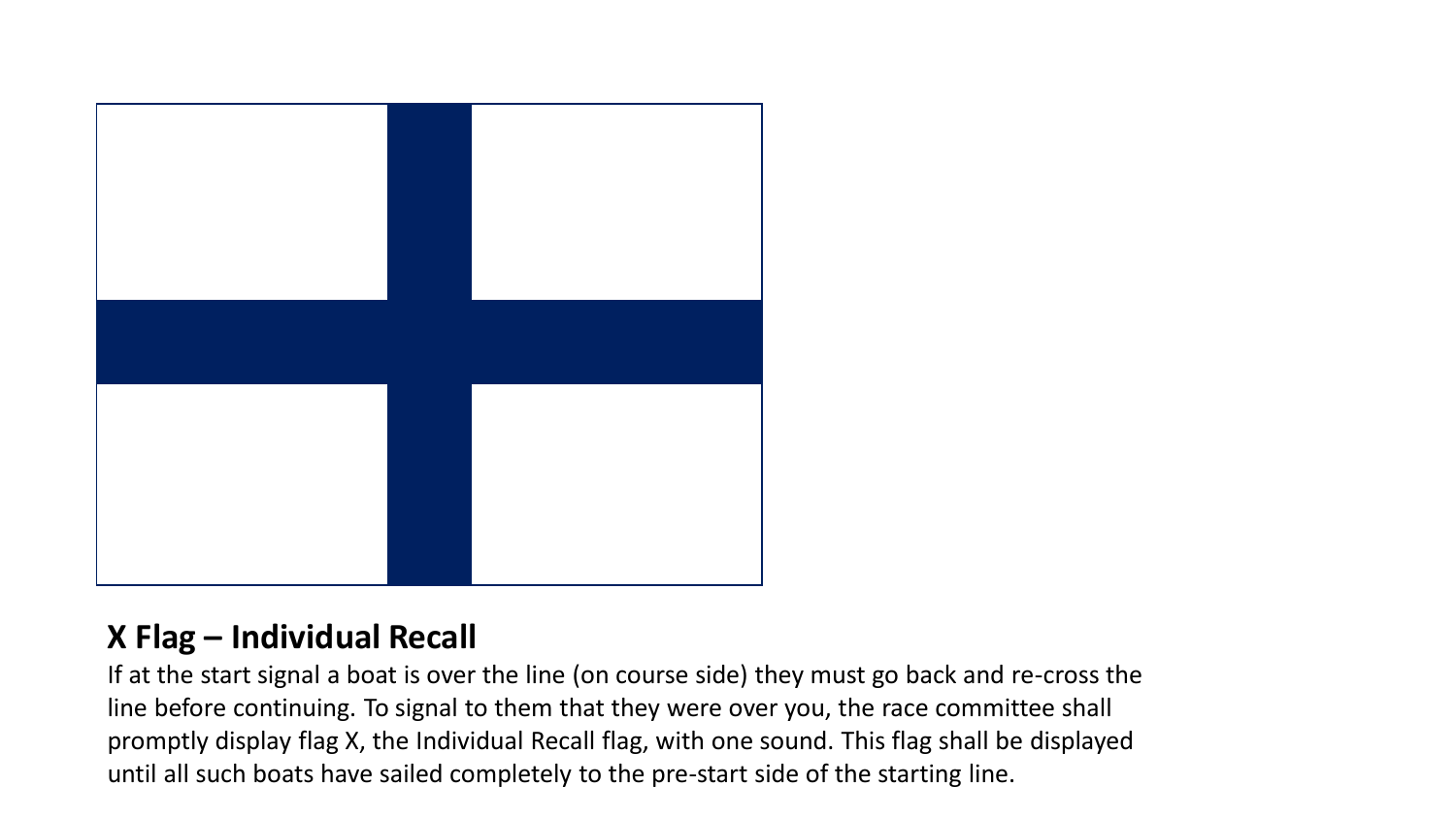**X Flag – Individual Recall**

If at the start signal a boat is over the line (on course side) they must go back and re-cross the line before continuing. To signal to them that they were over you, the race committee shall promptly display flag X, the Individual Recall flag, with one sound. This flag shall be displayed until all such boats have sailed completely to the pre-start side of the starting line.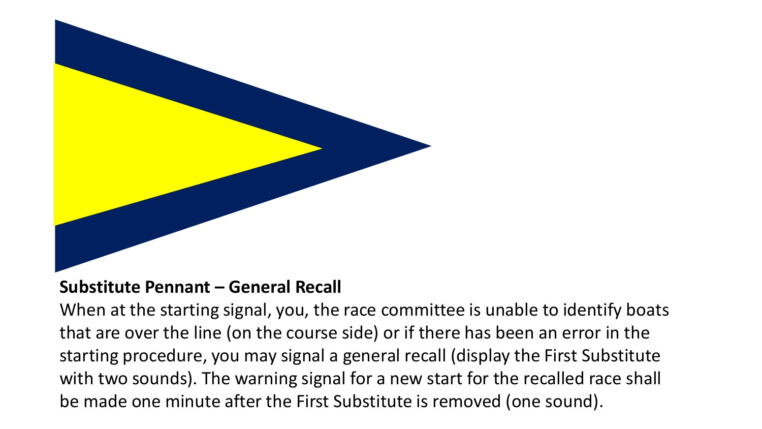**Substitute Pennant – General Recall**

When at the starting signal, you, the race committee is unable to identify boats that are over the line (on the course side) or if there has been an error in the starting procedure, you may signal a general recall (display the First Substitute with two sounds). The warning signal for a new start for the recalled race shall be made one minute after the First Substitute is removed (one sound).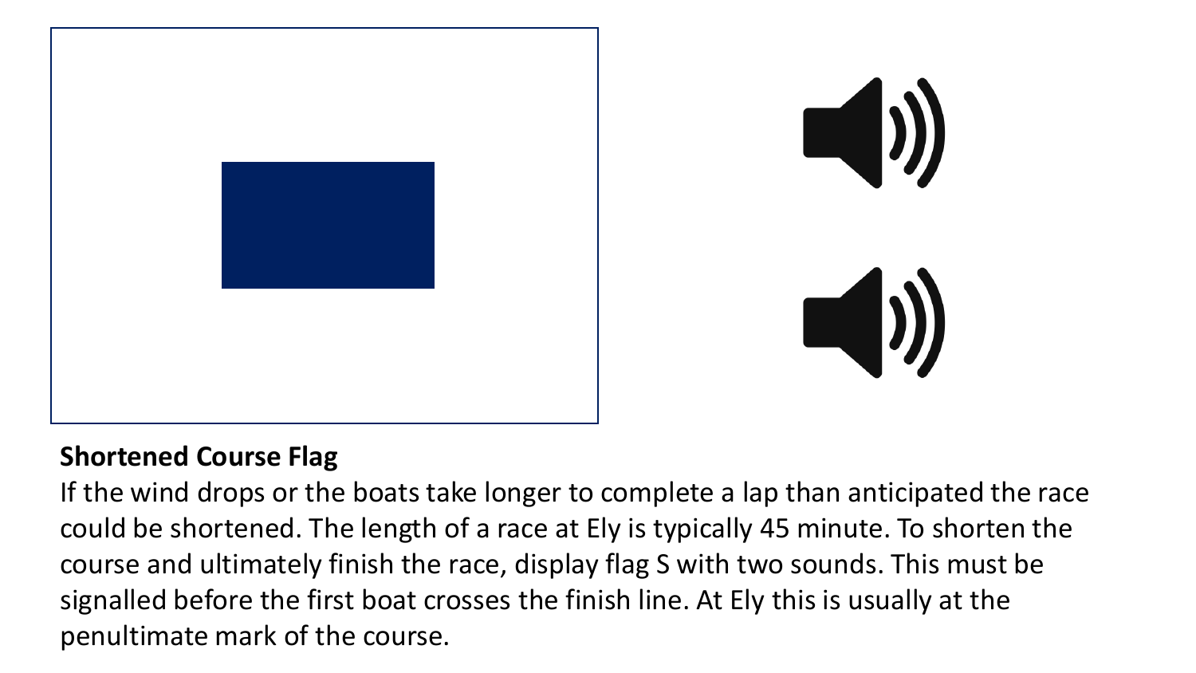**Shortened Course Flag**

If the wind drops or the boats take longer to complete a lap than anticipated the race could be shortened. The length of a race at Ely is typically 45 minute. To shorten the course and ultimately finish the race, display flag S with two sounds. This must be signalled before the first boat crosses the finish line. At Ely this is usually at the penultimate mark of the course.